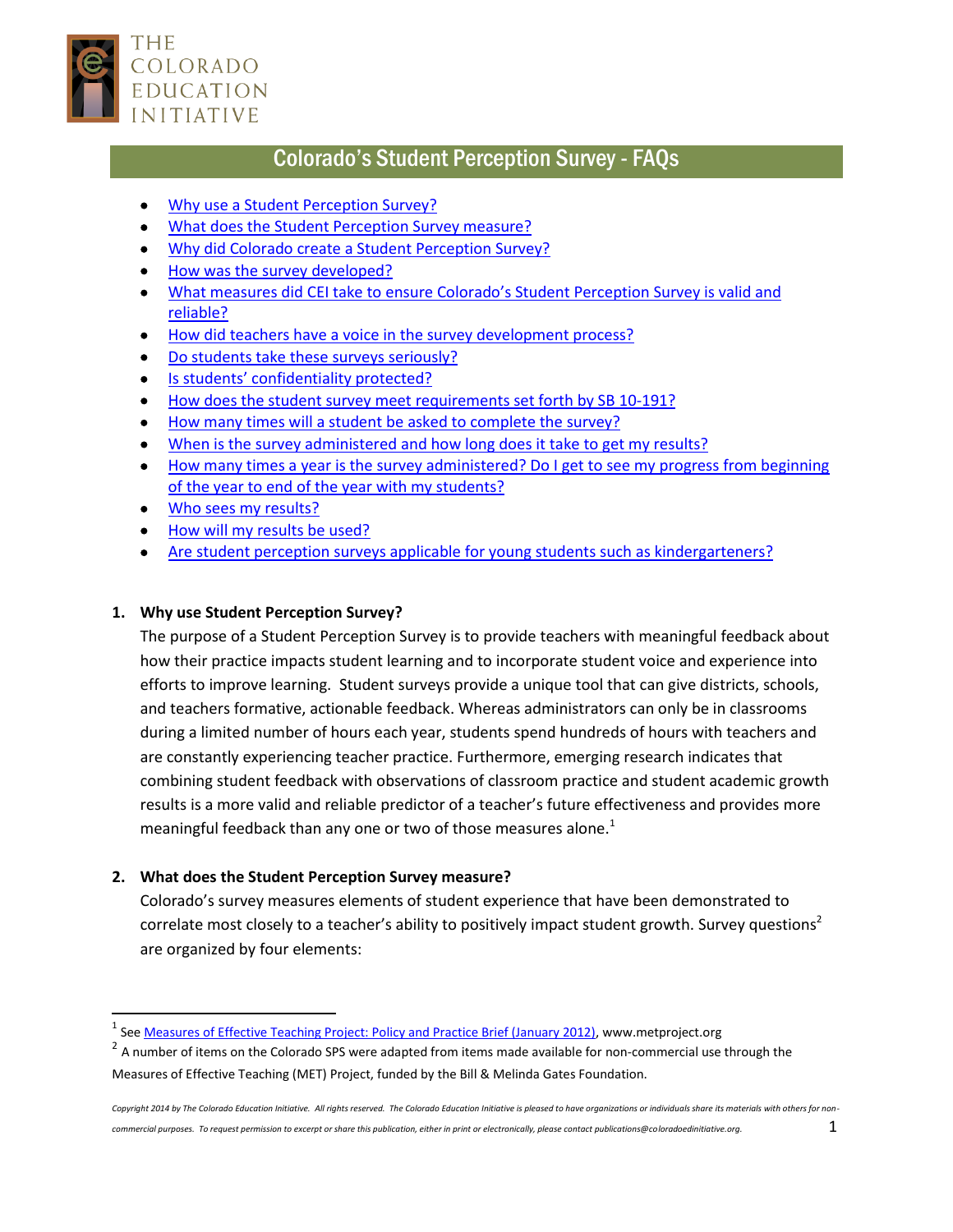THE COLORADO EDUCATION INITIATIVE

# Colorado's Student Perception Survey - FAQs

- Why use a Student Perception Survey?
- What does the Student Perception Survey measure?
- Why did Colorado create a Student Perception Survey?
- How was the survey developed?
- What measures did CEI take to ensure Colorado's Student Perception Survey is valid and reliable?
- How did teachers have a voice in the survey development process?
- Do students take these surveys seriously?
- Is students' confidentiality protected?
- How does the student survey meet requirements set forth by SB 10-191?
- How many times will a student be asked to complete the survey?
- When is the survey administered and how long does it take to get my results?
- How many times a year is the survey administered? Do I get to see my progress from beginning of the year to end of the year with my students?
- Who sees my results?
- How will my results be used?
- Are student perception surveys applicable for young students such as kindergarteners?

## 1. Why use Student Perception Survey?

The purpose of a Student Perception Survey is to provide teachers with meaningful feedback about how their practice impacts student learning and to incorporate student voice and experience into efforts to improve learning. Student surveys provide a unique tool that can give districts, schools, and teachers formative, actionable feedback. Whereas administrators can only be in classrooms during a limited number of hours each year, students spend hundreds of hours with teachers and are constantly experiencing teacher practice. Furthermore, emerging research indicates that combining student feedback with observations of classroom practice and student academic growth results is a more valid and reliable predictor of a teacher's future effectiveness and provides more meaningful feedback than any one or two of those measures alone.[1]

## 2. What does the Student Perception Survey measure?

Colorado's survey measures elements of student experience that have been demonstrated to correlate most closely to a teacher's ability to positively impact student growth. Survey questions[2] are organized by four elements:

---

[1] See Measures of Effective Teaching Project: Policy and Practice Brief (January 2012), www.metproject.org

[2] A number of items on the Colorado SPS were adapted from items made available for non-commercial use through the Measures of Effective Teaching (MET) Project, funded by the Bill & Melinda Gates Foundation.

*Copyright 2014 by The Colorado Education Initiative. All rights reserved. The Colorado Education Initiative is pleased to have organizations or individuals share its materials with others for non-commercial purposes. To request permission to excerpt or share this publication, either in print or electronically, please contact publications@coloradoedinitiative.org.*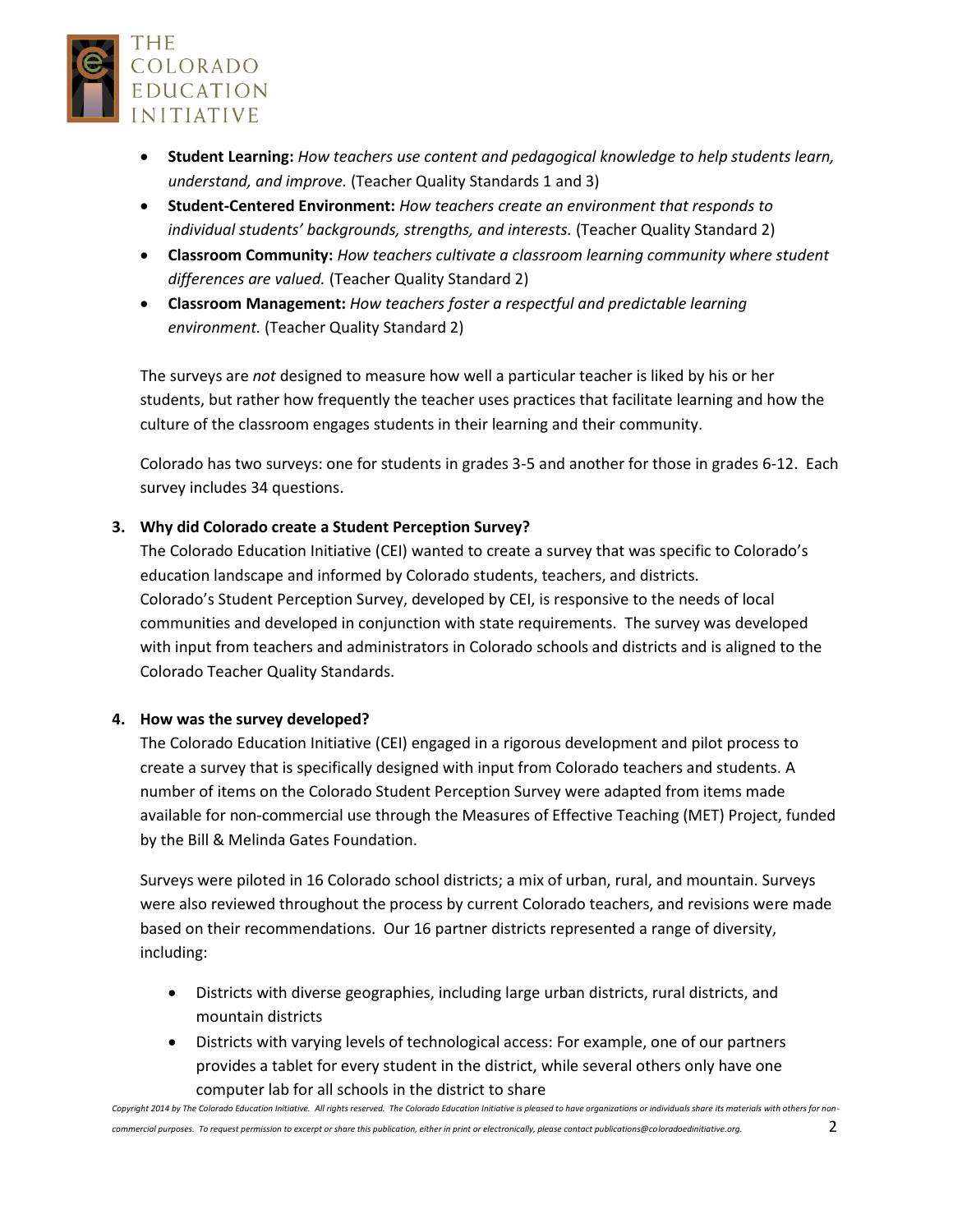- **Student Learning:** *How teachers use content and pedagogical knowledge to help students learn, understand, and improve.* (Teacher Quality Standards 1 and 3)
- **Student-Centered Environment:** *How teachers create an environment that responds to individual students' backgrounds, strengths, and interests.* (Teacher Quality Standard 2)
- **Classroom Community:** *How teachers cultivate a classroom learning community where student differences are valued.* (Teacher Quality Standard 2)
- **Classroom Management:** *How teachers foster a respectful and predictable learning environment.* (Teacher Quality Standard 2)

The surveys are *not* designed to measure how well a particular teacher is liked by his or her students, but rather how frequently the teacher uses practices that facilitate learning and how the culture of the classroom engages students in their learning and their community.

Colorado has two surveys: one for students in grades 3-5 and another for those in grades 6-12. Each survey includes 34 questions.

**3. Why did Colorado create a Student Perception Survey?**

The Colorado Education Initiative (CEI) wanted to create a survey that was specific to Colorado's education landscape and informed by Colorado students, teachers, and districts.
Colorado's Student Perception Survey, developed by CEI, is responsive to the needs of local communities and developed in conjunction with state requirements. The survey was developed with input from teachers and administrators in Colorado schools and districts and is aligned to the Colorado Teacher Quality Standards.

**4. How was the survey developed?**

The Colorado Education Initiative (CEI) engaged in a rigorous development and pilot process to create a survey that is specifically designed with input from Colorado teachers and students. A number of items on the Colorado Student Perception Survey were adapted from items made available for non-commercial use through the Measures of Effective Teaching (MET) Project, funded by the Bill & Melinda Gates Foundation.

Surveys were piloted in 16 Colorado school districts; a mix of urban, rural, and mountain. Surveys were also reviewed throughout the process by current Colorado teachers, and revisions were made based on their recommendations. Our 16 partner districts represented a range of diversity, including:

- Districts with diverse geographies, including large urban districts, rural districts, and mountain districts
- Districts with varying levels of technological access: For example, one of our partners provides a tablet for every student in the district, while several others only have one computer lab for all schools in the district to share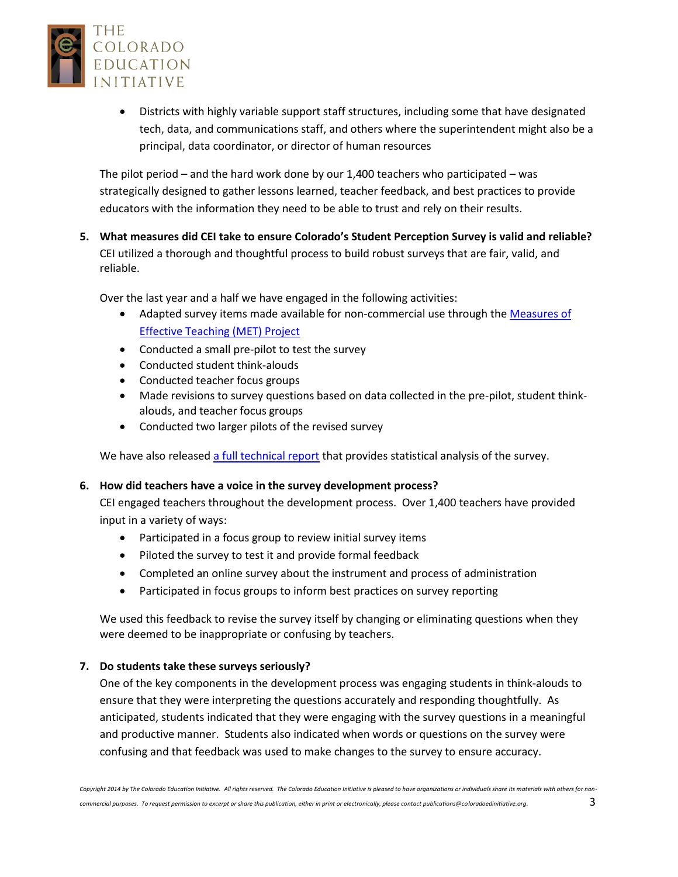- Districts with highly variable support staff structures, including some that have designated tech, data, and communications staff, and others where the superintendent might also be a principal, data coordinator, or director of human resources

The pilot period – and the hard work done by our 1,400 teachers who participated – was strategically designed to gather lessons learned, teacher feedback, and best practices to provide educators with the information they need to be able to trust and rely on their results.

5. **What measures did CEI take to ensure Colorado's Student Perception Survey is valid and reliable?**
   CEI utilized a thorough and thoughtful process to build robust surveys that are fair, valid, and reliable.

   Over the last year and a half we have engaged in the following activities:
   - Adapted survey items made available for non-commercial use through the Measures of Effective Teaching (MET) Project
   - Conducted a small pre-pilot to test the survey
   - Conducted student think-alouds
   - Conducted teacher focus groups
   - Made revisions to survey questions based on data collected in the pre-pilot, student think-alouds, and teacher focus groups
   - Conducted two larger pilots of the revised survey

   We have also released a full technical report that provides statistical analysis of the survey.

6. **How did teachers have a voice in the survey development process?**
   CEI engaged teachers throughout the development process. Over 1,400 teachers have provided input in a variety of ways:
   - Participated in a focus group to review initial survey items
   - Piloted the survey to test it and provide formal feedback
   - Completed an online survey about the instrument and process of administration
   - Participated in focus groups to inform best practices on survey reporting

   We used this feedback to revise the survey itself by changing or eliminating questions when they were deemed to be inappropriate or confusing by teachers.

7. **Do students take these surveys seriously?**
   One of the key components in the development process was engaging students in think-alouds to ensure that they were interpreting the questions accurately and responding thoughtfully. As anticipated, students indicated that they were engaging with the survey questions in a meaningful and productive manner. Students also indicated when words or questions on the survey were confusing and that feedback was used to make changes to the survey to ensure accuracy.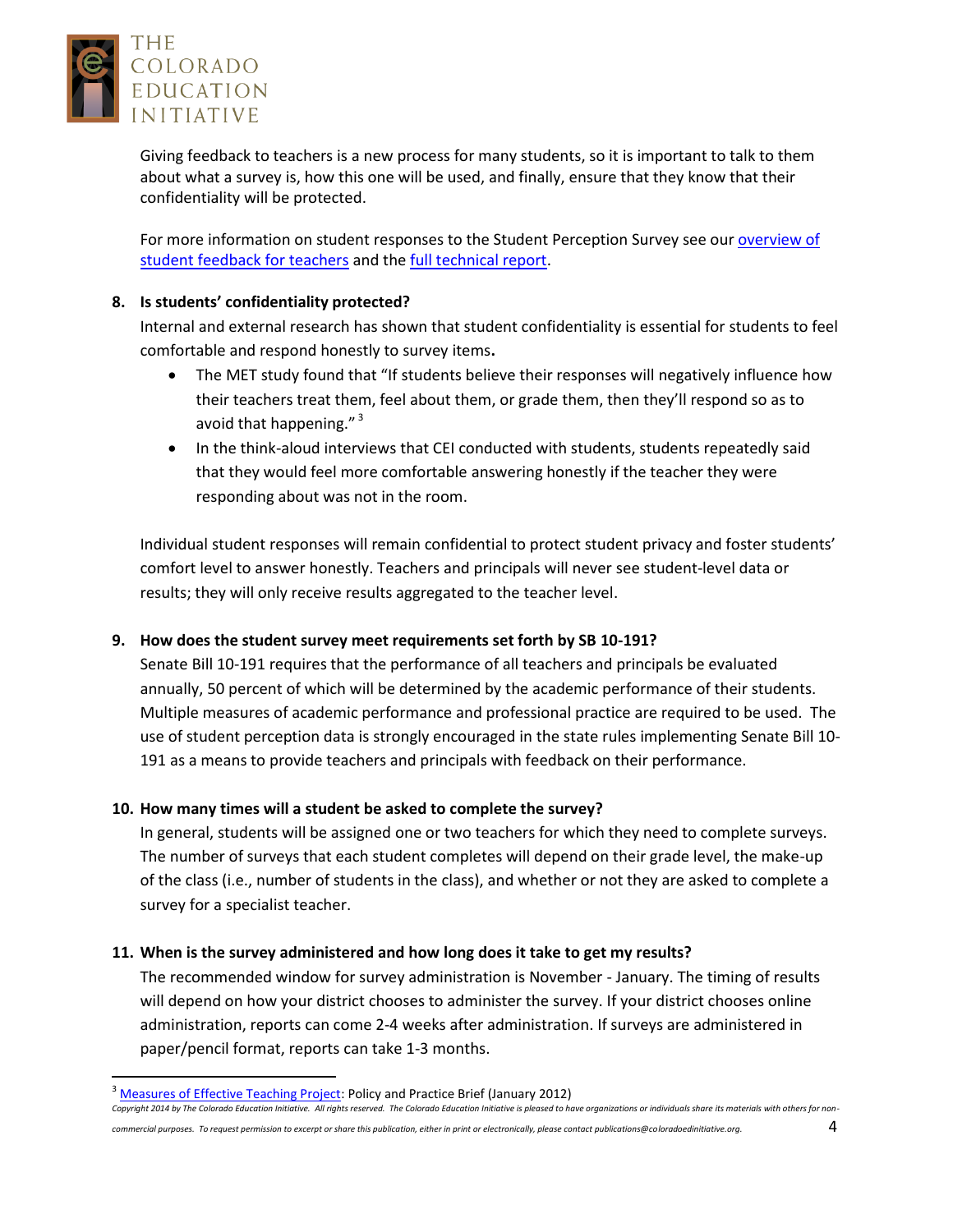Giving feedback to teachers is a new process for many students, so it is important to talk to them about what a survey is, how this one will be used, and finally, ensure that they know that their confidentiality will be protected.

For more information on student responses to the Student Perception Survey see our overview of student feedback for teachers and the full technical report.

**8. Is students' confidentiality protected?**

Internal and external research has shown that student confidentiality is essential for students to feel comfortable and respond honestly to survey items**.**

- The MET study found that "If students believe their responses will negatively influence how their teachers treat them, feel about them, or grade them, then they'll respond so as to avoid that happening." [3]
- In the think-aloud interviews that CEI conducted with students, students repeatedly said that they would feel more comfortable answering honestly if the teacher they were responding about was not in the room.

Individual student responses will remain confidential to protect student privacy and foster students' comfort level to answer honestly. Teachers and principals will never see student-level data or results; they will only receive results aggregated to the teacher level.

**9. How does the student survey meet requirements set forth by SB 10-191?**

Senate Bill 10-191 requires that the performance of all teachers and principals be evaluated annually, 50 percent of which will be determined by the academic performance of their students. Multiple measures of academic performance and professional practice are required to be used. The use of student perception data is strongly encouraged in the state rules implementing Senate Bill 10-191 as a means to provide teachers and principals with feedback on their performance.

**10. How many times will a student be asked to complete the survey?**

In general, students will be assigned one or two teachers for which they need to complete surveys. The number of surveys that each student completes will depend on their grade level, the make-up of the class (i.e., number of students in the class), and whether or not they are asked to complete a survey for a specialist teacher.

**11. When is the survey administered and how long does it take to get my results?**

The recommended window for survey administration is November - January. The timing of results will depend on how your district chooses to administer the survey. If your district chooses online administration, reports can come 2-4 weeks after administration. If surveys are administered in paper/pencil format, reports can take 1-3 months.

---

[3] Measures of Effective Teaching Project: Policy and Practice Brief (January 2012)

*Copyright 2014 by The Colorado Education Initiative. All rights reserved. The Colorado Education Initiative is pleased to have organizations or individuals share its materials with others for non-commercial purposes. To request permission to excerpt or share this publication, either in print or electronically, please contact publications@coloradoedinitiative.org.*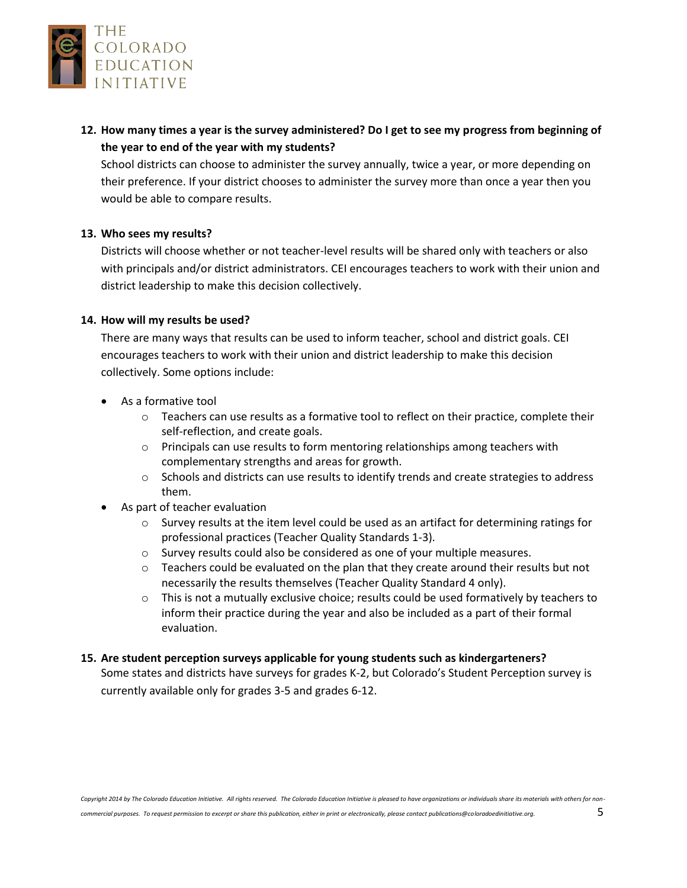12. **How many times a year is the survey administered? Do I get to see my progress from beginning of the year to end of the year with my students?**
    School districts can choose to administer the survey annually, twice a year, or more depending on their preference. If your district chooses to administer the survey more than once a year then you would be able to compare results.

13. **Who sees my results?**
    Districts will choose whether or not teacher-level results will be shared only with teachers or also with principals and/or district administrators. CEI encourages teachers to work with their union and district leadership to make this decision collectively.

14. **How will my results be used?**
    There are many ways that results can be used to inform teacher, school and district goals. CEI encourages teachers to work with their union and district leadership to make this decision collectively. Some options include:

    - As a formative tool
        - Teachers can use results as a formative tool to reflect on their practice, complete their self-reflection, and create goals.
        - Principals can use results to form mentoring relationships among teachers with complementary strengths and areas for growth.
        - Schools and districts can use results to identify trends and create strategies to address them.
    - As part of teacher evaluation
        - Survey results at the item level could be used as an artifact for determining ratings for professional practices (Teacher Quality Standards 1-3).
        - Survey results could also be considered as one of your multiple measures.
        - Teachers could be evaluated on the plan that they create around their results but not necessarily the results themselves (Teacher Quality Standard 4 only).
        - This is not a mutually exclusive choice; results could be used formatively by teachers to inform their practice during the year and also be included as a part of their formal evaluation.

15. **Are student perception surveys applicable for young students such as kindergarteners?**
    Some states and districts have surveys for grades K-2, but Colorado's Student Perception survey is currently available only for grades 3-5 and grades 6-12.

*Copyright 2014 by The Colorado Education Initiative. All rights reserved. The Colorado Education Initiative is pleased to have organizations or individuals share its materials with others for non-commercial purposes. To request permission to excerpt or share this publication, either in print or electronically, please contact publications@coloradoedinitiative.org.*